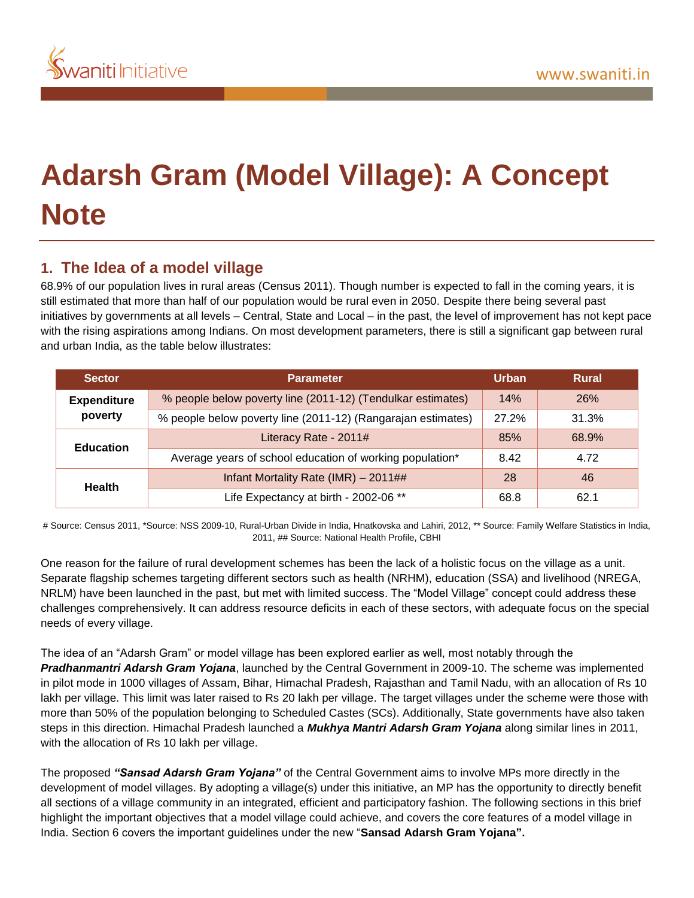# Adarsh Gram (Model Village): A Concept Note

## 1. The Idea of a model village

68.9% of our population lives in rural areas (Census 2011). Though number is expected to fall in the coming years, it is still estimated that more than half of our population would be rural even in 2050. Despite there being several past initiatives by governments at all levels – Central, State and Local – in the past, the level of improvement has not kept pace with the rising aspirations among Indians. On most development parameters, there is still a significant gap between rural and urban India, as the table below illustrates:

| Sector | Parameter | Urban | Rural |
|---|---|---|---|
| Expenditure poverty | % people below poverty line (2011-12) (Tendulkar estimates) | 14% | 26% |
| | % people below poverty line (2011-12) (Rangarajan estimates) | 27.2% | 31.3% |
| Education | Literacy Rate - 2011# | 85% | 68.9% |
| | Average years of school education of working population* | 8.42 | 4.72 |
| Health | Infant Mortality Rate (IMR) – 2011## | 28 | 46 |
| | Life Expectancy at birth - 2002-06 ** | 68.8 | 62.1 |

# Source: Census 2011, *Source: NSS 2009-10, Rural-Urban Divide in India, Hnatkovska and Lahiri, 2012, ** Source: Family Welfare Statistics in India, 2011, ## Source: National Health Profile, CBHI

One reason for the failure of rural development schemes has been the lack of a holistic focus on the village as a unit. Separate flagship schemes targeting different sectors such as health (NRHM), education (SSA) and livelihood (NREGA, NRLM) have been launched in the past, but met with limited success. The "Model Village" concept could address these challenges comprehensively. It can address resource deficits in each of these sectors, with adequate focus on the special needs of every village.

The idea of an "Adarsh Gram" or model village has been explored earlier as well, most notably through the ***Pradhanmantri Adarsh Gram Yojana***, launched by the Central Government in 2009-10. The scheme was implemented in pilot mode in 1000 villages of Assam, Bihar, Himachal Pradesh, Rajasthan and Tamil Nadu, with an allocation of Rs 10 lakh per village. This limit was later raised to Rs 20 lakh per village. The target villages under the scheme were those with more than 50% of the population belonging to Scheduled Castes (SCs). Additionally, State governments have also taken steps in this direction. Himachal Pradesh launched a ***Mukhya Mantri Adarsh Gram Yojana*** along similar lines in 2011, with the allocation of Rs 10 lakh per village.

The proposed ***"Sansad Adarsh Gram Yojana"*** of the Central Government aims to involve MPs more directly in the development of model villages. By adopting a village(s) under this initiative, an MP has the opportunity to directly benefit all sections of a village community in an integrated, efficient and participatory fashion. The following sections in this brief highlight the important objectives that a model village could achieve, and covers the core features of a model village in India. Section 6 covers the important guidelines under the new "**Sansad Adarsh Gram Yojana".**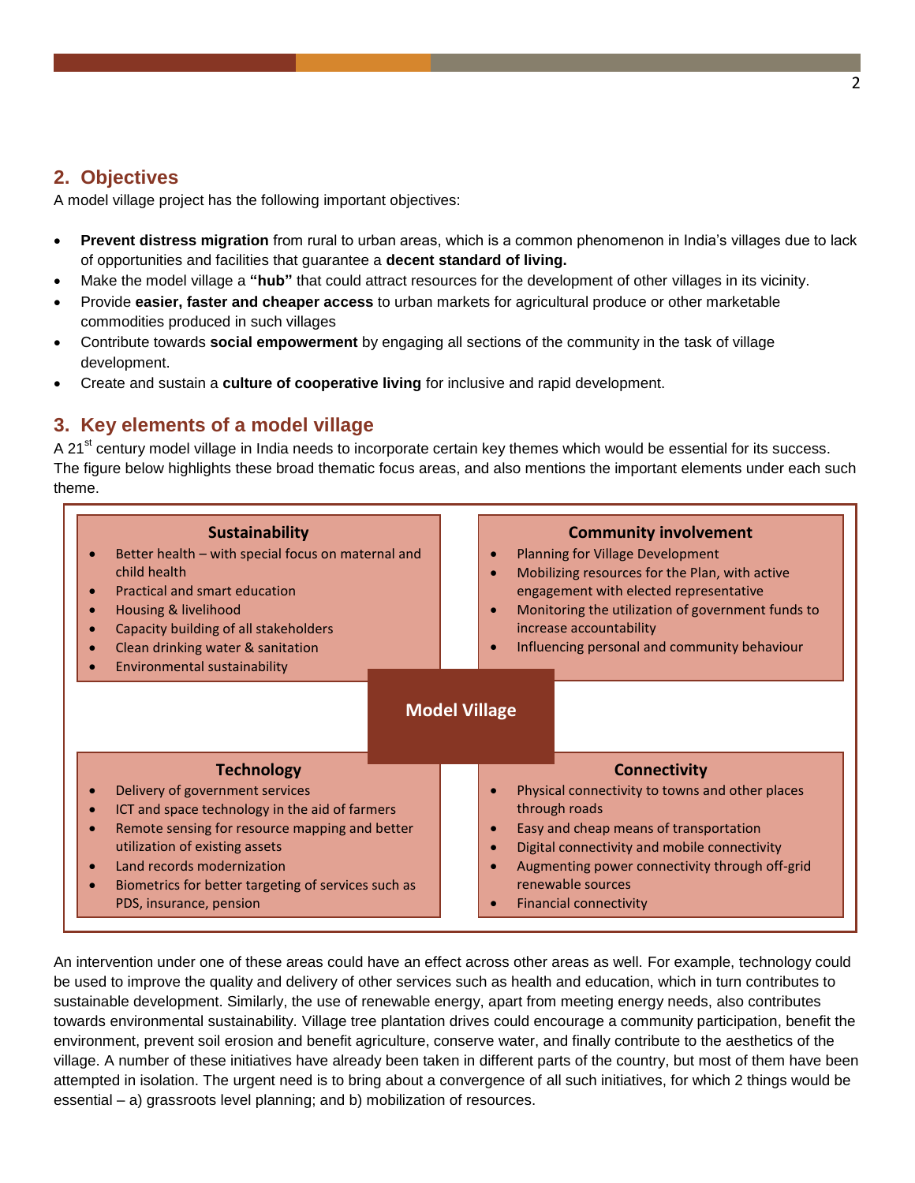## 2. Objectives

A model village project has the following important objectives:

- **Prevent distress migration** from rural to urban areas, which is a common phenomenon in India's villages due to lack of opportunities and facilities that guarantee a **decent standard of living.**
- Make the model village a **"hub"** that could attract resources for the development of other villages in its vicinity.
- Provide **easier, faster and cheaper access** to urban markets for agricultural produce or other marketable commodities produced in such villages
- Contribute towards **social empowerment** by engaging all sections of the community in the task of village development.
- Create and sustain a **culture of cooperative living** for inclusive and rapid development.

## 3. Key elements of a model village

A 21st century model village in India needs to incorporate certain key themes which would be essential for its success. The figure below highlights these broad thematic focus areas, and also mentions the important elements under each such theme.

**Model Village**

**Sustainability**

- Better health – with special focus on maternal and child health
- Practical and smart education
- Housing & livelihood
- Capacity building of all stakeholders
- Clean drinking water & sanitation
- Environmental sustainability

**Community involvement**

- Planning for Village Development
- Mobilizing resources for the Plan, with active engagement with elected representative
- Monitoring the utilization of government funds to increase accountability
- Influencing personal and community behaviour

**Technology**

- Delivery of government services
- ICT and space technology in the aid of farmers
- Remote sensing for resource mapping and better utilization of existing assets
- Land records modernization
- Biometrics for better targeting of services such as PDS, insurance, pension

**Connectivity**

- Physical connectivity to towns and other places through roads
- Easy and cheap means of transportation
- Digital connectivity and mobile connectivity
- Augmenting power connectivity through off-grid renewable sources
- Financial connectivity

An intervention under one of these areas could have an effect across other areas as well. For example, technology could be used to improve the quality and delivery of other services such as health and education, which in turn contributes to sustainable development. Similarly, the use of renewable energy, apart from meeting energy needs, also contributes towards environmental sustainability. Village tree plantation drives could encourage a community participation, benefit the environment, prevent soil erosion and benefit agriculture, conserve water, and finally contribute to the aesthetics of the village. A number of these initiatives have already been taken in different parts of the country, but most of them have been attempted in isolation. The urgent need is to bring about a convergence of all such initiatives, for which 2 things would be essential – a) grassroots level planning; and b) mobilization of resources.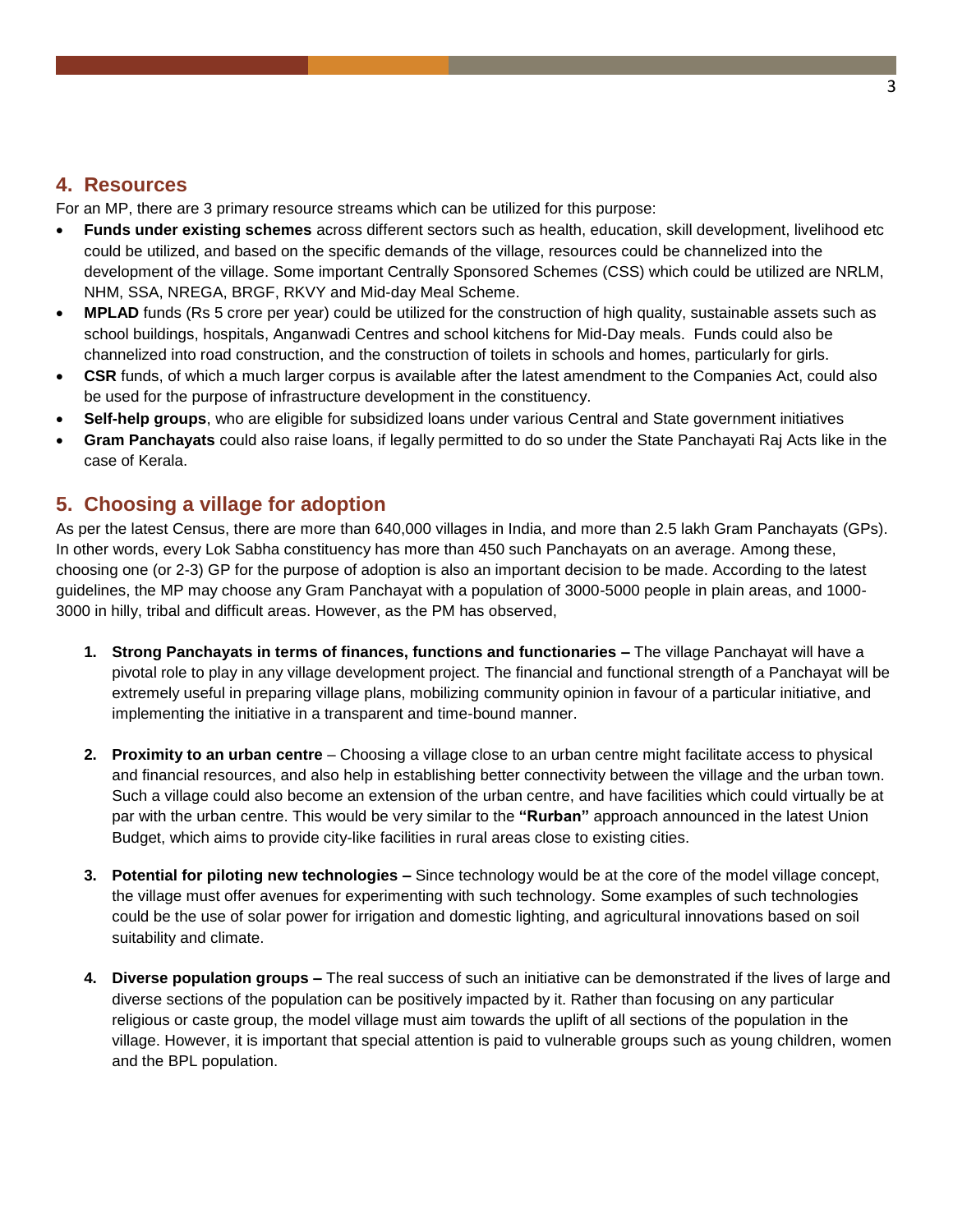## 4. Resources

For an MP, there are 3 primary resource streams which can be utilized for this purpose:

- **Funds under existing schemes** across different sectors such as health, education, skill development, livelihood etc could be utilized, and based on the specific demands of the village, resources could be channelized into the development of the village. Some important Centrally Sponsored Schemes (CSS) which could be utilized are NRLM, NHM, SSA, NREGA, BRGF, RKVY and Mid-day Meal Scheme.
- **MPLAD** funds (Rs 5 crore per year) could be utilized for the construction of high quality, sustainable assets such as school buildings, hospitals, Anganwadi Centres and school kitchens for Mid-Day meals. Funds could also be channelized into road construction, and the construction of toilets in schools and homes, particularly for girls.
- **CSR** funds, of which a much larger corpus is available after the latest amendment to the Companies Act, could also be used for the purpose of infrastructure development in the constituency.
- **Self-help groups**, who are eligible for subsidized loans under various Central and State government initiatives
- **Gram Panchayats** could also raise loans, if legally permitted to do so under the State Panchayati Raj Acts like in the case of Kerala.

## 5. Choosing a village for adoption

As per the latest Census, there are more than 640,000 villages in India, and more than 2.5 lakh Gram Panchayats (GPs). In other words, every Lok Sabha constituency has more than 450 such Panchayats on an average. Among these, choosing one (or 2-3) GP for the purpose of adoption is also an important decision to be made. According to the latest guidelines, the MP may choose any Gram Panchayat with a population of 3000-5000 people in plain areas, and 1000-3000 in hilly, tribal and difficult areas. However, as the PM has observed,

1. **Strong Panchayats in terms of finances, functions and functionaries –** The village Panchayat will have a pivotal role to play in any village development project. The financial and functional strength of a Panchayat will be extremely useful in preparing village plans, mobilizing community opinion in favour of a particular initiative, and implementing the initiative in a transparent and time-bound manner.

2. **Proximity to an urban centre** – Choosing a village close to an urban centre might facilitate access to physical and financial resources, and also help in establishing better connectivity between the village and the urban town. Such a village could also become an extension of the urban centre, and have facilities which could virtually be at par with the urban centre. This would be very similar to the **"Rurban"** approach announced in the latest Union Budget, which aims to provide city-like facilities in rural areas close to existing cities.

3. **Potential for piloting new technologies –** Since technology would be at the core of the model village concept, the village must offer avenues for experimenting with such technology. Some examples of such technologies could be the use of solar power for irrigation and domestic lighting, and agricultural innovations based on soil suitability and climate.

4. **Diverse population groups –** The real success of such an initiative can be demonstrated if the lives of large and diverse sections of the population can be positively impacted by it. Rather than focusing on any particular religious or caste group, the model village must aim towards the uplift of all sections of the population in the village. However, it is important that special attention is paid to vulnerable groups such as young children, women and the BPL population.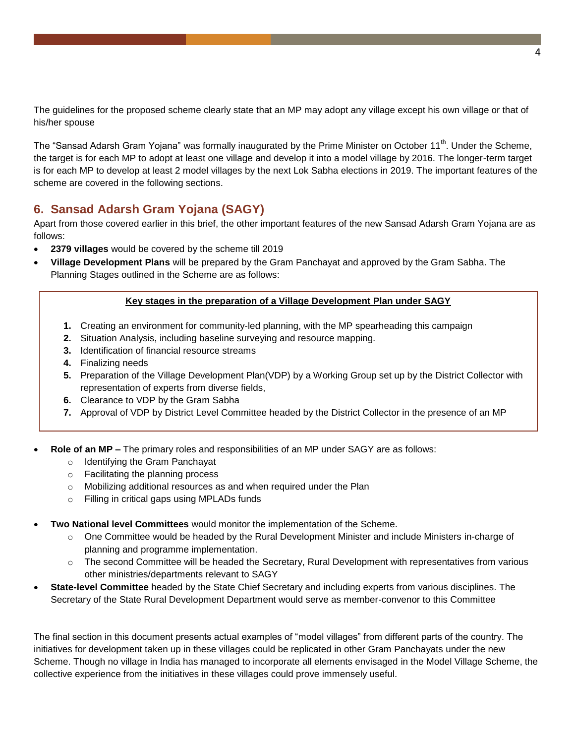The guidelines for the proposed scheme clearly state that an MP may adopt any village except his own village or that of his/her spouse

The "Sansad Adarsh Gram Yojana" was formally inaugurated by the Prime Minister on October 11th. Under the Scheme, the target is for each MP to adopt at least one village and develop it into a model village by 2016. The longer-term target is for each MP to develop at least 2 model villages by the next Lok Sabha elections in 2019. The important features of the scheme are covered in the following sections.

## 6. Sansad Adarsh Gram Yojana (SAGY)

Apart from those covered earlier in this brief, the other important features of the new Sansad Adarsh Gram Yojana are as follows:

- **2379 villages** would be covered by the scheme till 2019
- **Village Development Plans** will be prepared by the Gram Panchayat and approved by the Gram Sabha. The Planning Stages outlined in the Scheme are as follows:

**Key stages in the preparation of a Village Development Plan under SAGY**

1. Creating an environment for community-led planning, with the MP spearheading this campaign
2. Situation Analysis, including baseline surveying and resource mapping.
3. Identification of financial resource streams
4. Finalizing needs
5. Preparation of the Village Development Plan(VDP) by a Working Group set up by the District Collector with representation of experts from diverse fields,
6. Clearance to VDP by the Gram Sabha
7. Approval of VDP by District Level Committee headed by the District Collector in the presence of an MP

- **Role of an MP –** The primary roles and responsibilities of an MP under SAGY are as follows:
  - Identifying the Gram Panchayat
  - Facilitating the planning process
  - Mobilizing additional resources as and when required under the Plan
  - Filling in critical gaps using MPLADs funds
- **Two National level Committees** would monitor the implementation of the Scheme.
  - One Committee would be headed by the Rural Development Minister and include Ministers in-charge of planning and programme implementation.
  - The second Committee will be headed the Secretary, Rural Development with representatives from various other ministries/departments relevant to SAGY
- **State-level Committee** headed by the State Chief Secretary and including experts from various disciplines. The Secretary of the State Rural Development Department would serve as member-convenor to this Committee

The final section in this document presents actual examples of "model villages" from different parts of the country. The initiatives for development taken up in these villages could be replicated in other Gram Panchayats under the new Scheme. Though no village in India has managed to incorporate all elements envisaged in the Model Village Scheme, the collective experience from the initiatives in these villages could prove immensely useful.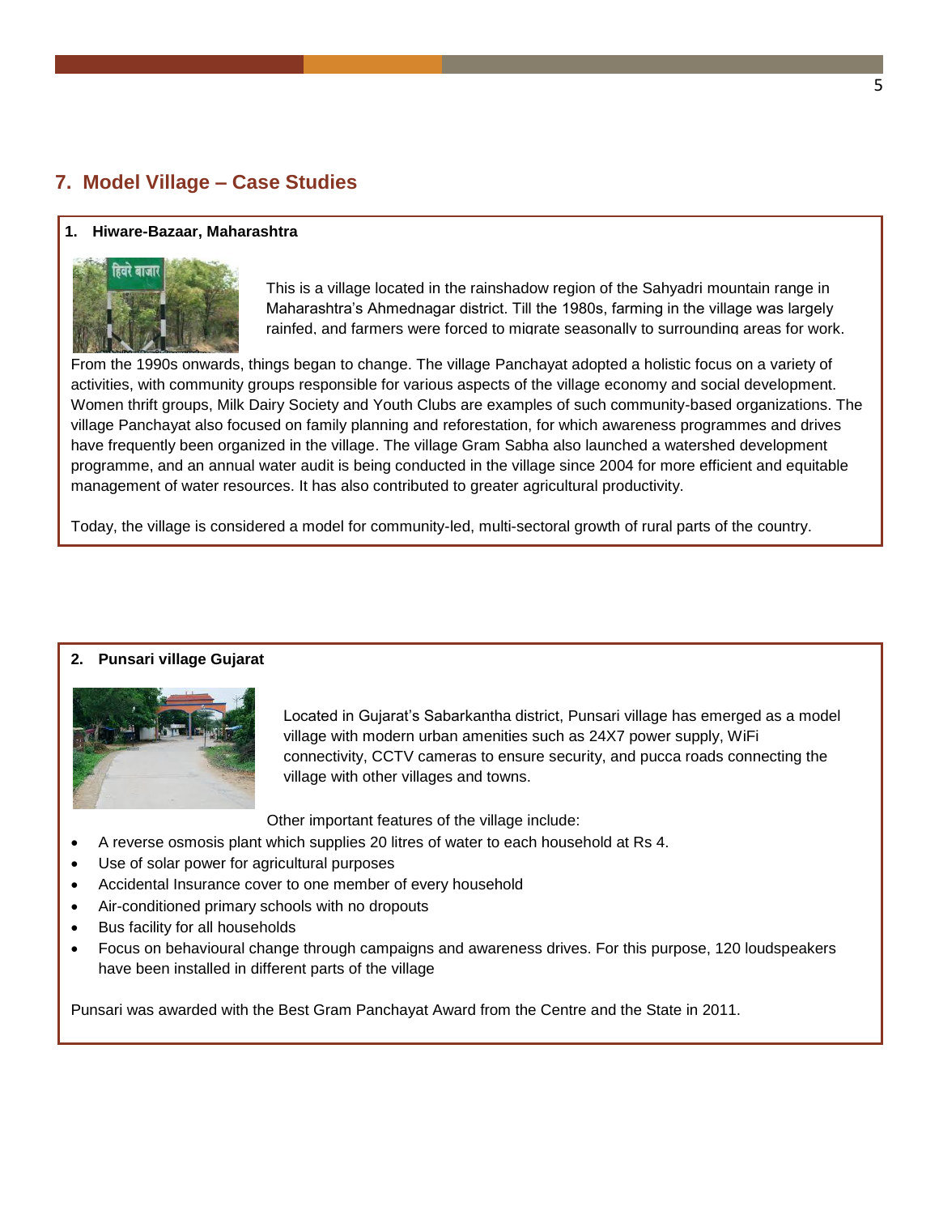## 7. Model Village – Case Studies

**1. Hiware-Bazaar, Maharashtra**

This is a village located in the rainshadow region of the Sahyadri mountain range in Maharashtra's Ahmednagar district. Till the 1980s, farming in the village was largely rainfed, and farmers were forced to migrate seasonally to surrounding areas for work. From the 1990s onwards, things began to change. The village Panchayat adopted a holistic focus on a variety of activities, with community groups responsible for various aspects of the village economy and social development. Women thrift groups, Milk Dairy Society and Youth Clubs are examples of such community-based organizations. The village Panchayat also focused on family planning and reforestation, for which awareness programmes and drives have frequently been organized in the village. The village Gram Sabha also launched a watershed development programme, and an annual water audit is being conducted in the village since 2004 for more efficient and equitable management of water resources. It has also contributed to greater agricultural productivity.

Today, the village is considered a model for community-led, multi-sectoral growth of rural parts of the country.

**2. Punsari village Gujarat**

Located in Gujarat's Sabarkantha district, Punsari village has emerged as a model village with modern urban amenities such as 24X7 power supply, WiFi connectivity, CCTV cameras to ensure security, and pucca roads connecting the village with other villages and towns.

Other important features of the village include:

- A reverse osmosis plant which supplies 20 litres of water to each household at Rs 4.
- Use of solar power for agricultural purposes
- Accidental Insurance cover to one member of every household
- Air-conditioned primary schools with no dropouts
- Bus facility for all households
- Focus on behavioural change through campaigns and awareness drives. For this purpose, 120 loudspeakers have been installed in different parts of the village

Punsari was awarded with the Best Gram Panchayat Award from the Centre and the State in 2011.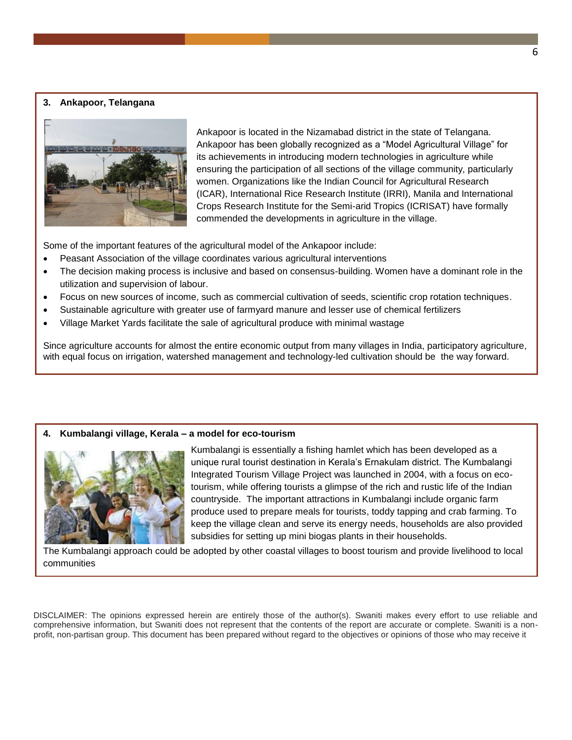### 3. Ankapoor, Telangana

Ankapoor is located in the Nizamabad district in the state of Telangana. Ankapoor has been globally recognized as a "Model Agricultural Village" for its achievements in introducing modern technologies in agriculture while ensuring the participation of all sections of the village community, particularly women. Organizations like the Indian Council for Agricultural Research (ICAR), International Rice Research Institute (IRRI), Manila and International Crops Research Institute for the Semi-arid Tropics (ICRISAT) have formally commended the developments in agriculture in the village.

Some of the important features of the agricultural model of the Ankapoor include:

- Peasant Association of the village coordinates various agricultural interventions
- The decision making process is inclusive and based on consensus-building. Women have a dominant role in the utilization and supervision of labour.
- Focus on new sources of income, such as commercial cultivation of seeds, scientific crop rotation techniques.
- Sustainable agriculture with greater use of farmyard manure and lesser use of chemical fertilizers
- Village Market Yards facilitate the sale of agricultural produce with minimal wastage

Since agriculture accounts for almost the entire economic output from many villages in India, participatory agriculture, with equal focus on irrigation, watershed management and technology-led cultivation should be the way forward.

### 4. Kumbalangi village, Kerala – a model for eco-tourism

Kumbalangi is essentially a fishing hamlet which has been developed as a unique rural tourist destination in Kerala's Ernakulam district. The Kumbalangi Integrated Tourism Village Project was launched in 2004, with a focus on eco-tourism, while offering tourists a glimpse of the rich and rustic life of the Indian countryside. The important attractions in Kumbalangi include organic farm produce used to prepare meals for tourists, toddy tapping and crab farming. To keep the village clean and serve its energy needs, households are also provided subsidies for setting up mini biogas plants in their households.

The Kumbalangi approach could be adopted by other coastal villages to boost tourism and provide livelihood to local communities

DISCLAIMER: The opinions expressed herein are entirely those of the author(s). Swaniti makes every effort to use reliable and comprehensive information, but Swaniti does not represent that the contents of the report are accurate or complete. Swaniti is a non-profit, non-partisan group. This document has been prepared without regard to the objectives or opinions of those who may receive it